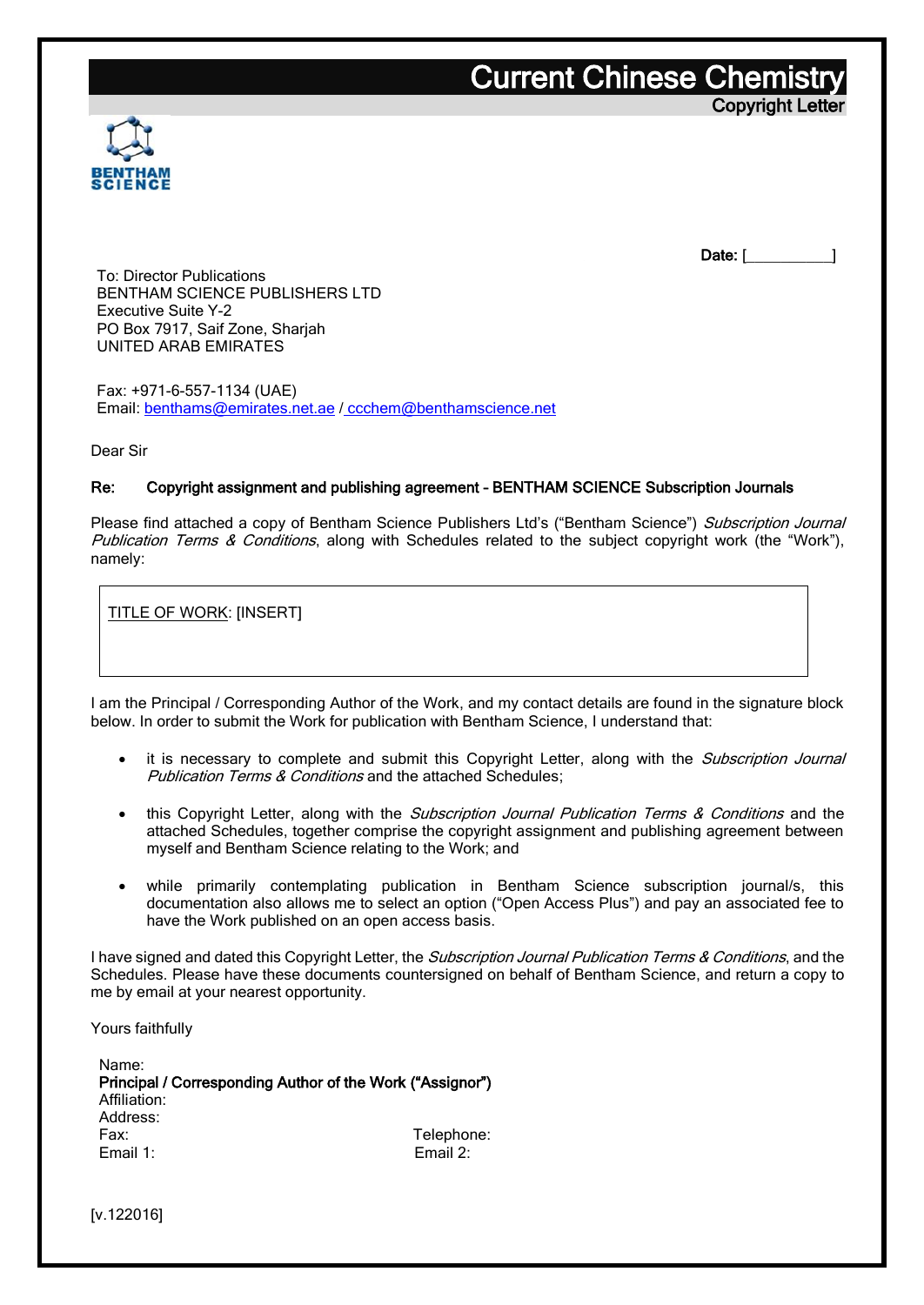# Current Chinese Chemistry

**Copyright Letter**

BENTHAM SCIENCE

**Date:** [__________]

To: Director Publications
BENTHAM SCIENCE PUBLISHERS LTD
Executive Suite Y-2
PO Box 7917, Saif Zone, Sharjah
UNITED ARAB EMIRATES

Fax: +971-6-557-1134 (UAE)
Email: benthams@emirates.net.ae / ccchem@benthamscience.net

Dear Sir

**Re: Copyright assignment and publishing agreement – BENTHAM SCIENCE Subscription Journals**

Please find attached a copy of Bentham Science Publishers Ltd's ("Bentham Science") *Subscription Journal Publication Terms & Conditions*, along with Schedules related to the subject copyright work (the "Work"), namely:

| TITLE OF WORK: [INSERT] |
|---|

I am the Principal / Corresponding Author of the Work, and my contact details are found in the signature block below. In order to submit the Work for publication with Bentham Science, I understand that:

- it is necessary to complete and submit this Copyright Letter, along with the *Subscription Journal Publication Terms & Conditions* and the attached Schedules;
- this Copyright Letter, along with the *Subscription Journal Publication Terms & Conditions* and the attached Schedules, together comprise the copyright assignment and publishing agreement between myself and Bentham Science relating to the Work; and
- while primarily contemplating publication in Bentham Science subscription journal/s, this documentation also allows me to select an option ("Open Access Plus") and pay an associated fee to have the Work published on an open access basis.

I have signed and dated this Copyright Letter, the *Subscription Journal Publication Terms & Conditions*, and the Schedules. Please have these documents countersigned on behalf of Bentham Science, and return a copy to me by email at your nearest opportunity.

Yours faithfully

Name:
**Principal / Corresponding Author of the Work ("Assignor")**
Affiliation:
Address:
Fax: Telephone:
Email 1: Email 2:

[v.122016]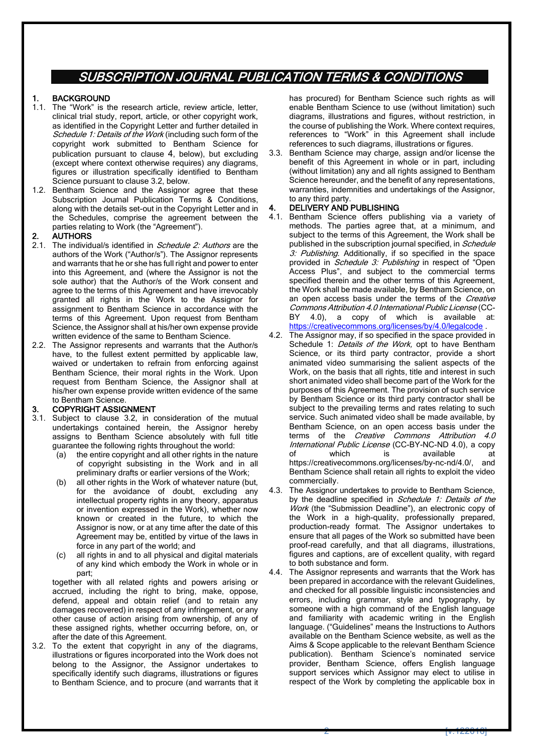# SUBSCRIPTION JOURNAL PUBLICATION TERMS & CONDITIONS

## 1. BACKGROUND

1.1. The "Work" is the research article, review article, letter, clinical trial study, report, article, or other copyright work, as identified in the Copyright Letter and further detailed in *Schedule 1: Details of the Work* (including such form of the copyright work submitted to Bentham Science for publication pursuant to clause 4, below), but excluding (except where context otherwise requires) any diagrams, figures or illustration specifically identified to Bentham Science pursuant to clause 3.2, below.

1.2. Bentham Science and the Assignor agree that these Subscription Journal Publication Terms & Conditions, along with the details set-out in the Copyright Letter and in the Schedules, comprise the agreement between the parties relating to Work (the "Agreement").

## 2. AUTHORS

2.1. The individual/s identified in *Schedule 2: Authors* are the authors of the Work ("Author/s"). The Assignor represents and warrants that he or she has full right and power to enter into this Agreement, and (where the Assignor is not the sole author) that the Author/s of the Work consent and agree to the terms of this Agreement and have irrevocably granted all rights in the Work to the Assignor for assignment to Bentham Science in accordance with the terms of this Agreement. Upon request from Bentham Science, the Assignor shall at his/her own expense provide written evidence of the same to Bentham Science.

2.2. The Assignor represents and warrants that the Author/s have, to the fullest extent permitted by applicable law, waived or undertaken to refrain from enforcing against Bentham Science, their moral rights in the Work. Upon request from Bentham Science, the Assignor shall at his/her own expense provide written evidence of the same to Bentham Science.

## 3. COPYRIGHT ASSIGNMENT

3.1. Subject to clause 3.2, in consideration of the mutual undertakings contained herein, the Assignor hereby assigns to Bentham Science absolutely with full title guarantee the following rights throughout the world:

(a) the entire copyright and all other rights in the nature of copyright subsisting in the Work and in all preliminary drafts or earlier versions of the Work;

(b) all other rights in the Work of whatever nature (but, for the avoidance of doubt, excluding any intellectual property rights in any theory, apparatus or invention expressed in the Work), whether now known or created in the future, to which the Assignor is now, or at any time after the date of this Agreement may be, entitled by virtue of the laws in force in any part of the world; and

(c) all rights in and to all physical and digital materials of any kind which embody the Work in whole or in part;

together with all related rights and powers arising or accrued, including the right to bring, make, oppose, defend, appeal and obtain relief (and to retain any damages recovered) in respect of any infringement, or any other cause of action arising from ownership, of any of these assigned rights, whether occurring before, on, or after the date of this Agreement.

3.2. To the extent that copyright in any of the diagrams, illustrations or figures incorporated into the Work does not belong to the Assignor, the Assignor undertakes to specifically identify such diagrams, illustrations or figures to Bentham Science, and to procure (and warrants that it has procured) for Bentham Science such rights as will enable Bentham Science to use (without limitation) such diagrams, illustrations and figures, without restriction, in the course of publishing the Work. Where context requires, references to "Work" in this Agreement shall include references to such diagrams, illustrations or figures.

3.3. Bentham Science may charge, assign and/or license the benefit of this Agreement in whole or in part, including (without limitation) any and all rights assigned to Bentham Science hereunder, and the benefit of any representations, warranties, indemnities and undertakings of the Assignor, to any third party.

## 4. DELIVERY AND PUBLISHING

4.1. Bentham Science offers publishing via a variety of methods. The parties agree that, at a minimum, and subject to the terms of this Agreement, the Work shall be published in the subscription journal specified, in *Schedule 3: Publishing*. Additionally, if so specified in the space provided in *Schedule 3: Publishing* in respect of "Open Access Plus", and subject to the commercial terms specified therein and the other terms of this Agreement, the Work shall be made available, by Bentham Science, on an open access basis under the terms of the *Creative Commons Attribution 4.0 International Public License* (CC-BY 4.0), a copy of which is available at: https://creativecommons.org/licenses/by/4.0/legalcode .

4.2. The Assignor may, if so specified in the space provided in Schedule 1: *Details of the Work,* opt to have Bentham Science, or its third party contractor, provide a short animated video summarising the salient aspects of the Work, on the basis that all rights, title and interest in such short animated video shall become part of the Work for the purposes of this Agreement. The provision of such service by Bentham Science or its third party contractor shall be subject to the prevailing terms and rates relating to such service. Such animated video shall be made available, by Bentham Science, on an open access basis under the terms of the *Creative Commons Attribution 4.0 International Public License* (CC-BY-NC-ND 4.0), a copy of which is available at https://creativecommons.org/licenses/by-nc-nd/4.0/, and Bentham Science shall retain all rights to exploit the video commercially.

4.3. The Assignor undertakes to provide to Bentham Science, by the deadline specified in *Schedule 1: Details of the Work* (the "Submission Deadline"), an electronic copy of the Work in a high-quality, professionally prepared, production-ready format. The Assignor undertakes to ensure that all pages of the Work so submitted have been proof-read carefully, and that all diagrams, illustrations, figures and captions, are of excellent quality, with regard to both substance and form.

4.4. The Assignor represents and warrants that the Work has been prepared in accordance with the relevant Guidelines, and checked for all possible linguistic inconsistencies and errors, including grammar, style and typography, by someone with a high command of the English language and familiarity with academic writing in the English language. ("Guidelines" means the Instructions to Authors available on the Bentham Science website, as well as the Aims & Scope applicable to the relevant Bentham Science publication). Bentham Science's nominated service provider, Bentham Science, offers English language support services which Assignor may elect to utilise in respect of the Work by completing the applicable box in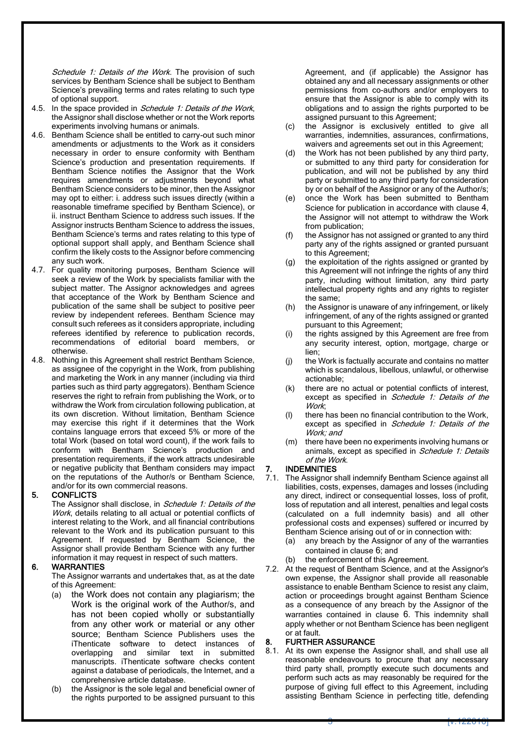*Schedule 1: Details of the Work*. The provision of such services by Bentham Science shall be subject to Bentham Science's prevailing terms and rates relating to such type of optional support.

4.5. In the space provided in *Schedule 1: Details of the Work*, the Assignor shall disclose whether or not the Work reports experiments involving humans or animals.

4.6. Bentham Science shall be entitled to carry-out such minor amendments or adjustments to the Work as it considers necessary in order to ensure conformity with Bentham Science's production and presentation requirements. If Bentham Science notifies the Assignor that the Work requires amendments or adjustments beyond what Bentham Science considers to be minor, then the Assignor may opt to either: i. address such issues directly (within a reasonable timeframe specified by Bentham Science), or ii. instruct Bentham Science to address such issues. If the Assignor instructs Bentham Science to address the issues, Bentham Science's terms and rates relating to this type of optional support shall apply, and Bentham Science shall confirm the likely costs to the Assignor before commencing any such work.

4.7. For quality monitoring purposes, Bentham Science will seek a review of the Work by specialists familiar with the subject matter. The Assignor acknowledges and agrees that acceptance of the Work by Bentham Science and publication of the same shall be subject to positive peer review by independent referees. Bentham Science may consult such referees as it considers appropriate, including referees identified by reference to publication records, recommendations of editorial board members, or otherwise.

4.8. Nothing in this Agreement shall restrict Bentham Science, as assignee of the copyright in the Work, from publishing and marketing the Work in any manner (including via third parties such as third party aggregators). Bentham Science reserves the right to refrain from publishing the Work, or to withdraw the Work from circulation following publication, at its own discretion. Without limitation, Bentham Science may exercise this right if it determines that the Work contains language errors that exceed 5% or more of the total Work (based on total word count), if the work fails to conform with Bentham Science's production and presentation requirements, if the work attracts undesirable or negative publicity that Bentham considers may impact on the reputations of the Author/s or Bentham Science, and/or for its own commercial reasons.

## 5. CONFLICTS

The Assignor shall disclose, in *Schedule 1: Details of the Work*, details relating to all actual or potential conflicts of interest relating to the Work, and all financial contributions relevant to the Work and its publication pursuant to this Agreement. If requested by Bentham Science, the Assignor shall provide Bentham Science with any further information it may request in respect of such matters.

## 6. WARRANTIES

The Assignor warrants and undertakes that, as at the date of this Agreement:

(a) the Work does not contain any plagiarism; the Work is the original work of the Author/s, and has not been copied wholly or substantially from any other work or material or any other source; Bentham Science Publishers uses the iThenticate software to detect instances of overlapping and similar text in submitted manuscripts. iThenticate software checks content against a database of periodicals, the Internet, and a comprehensive article database.

(b) the Assignor is the sole legal and beneficial owner of the rights purported to be assigned pursuant to this Agreement, and (if applicable) the Assignor has obtained any and all necessary assignments or other permissions from co-authors and/or employers to ensure that the Assignor is able to comply with its obligations and to assign the rights purported to be assigned pursuant to this Agreement;

(c) the Assignor is exclusively entitled to give all warranties, indemnities, assurances, confirmations, waivers and agreements set out in this Agreement;

(d) the Work has not been published by any third party, or submitted to any third party for consideration for publication, and will not be published by any third party or submitted to any third party for consideration by or on behalf of the Assignor or any of the Author/s;

(e) once the Work has been submitted to Bentham Science for publication in accordance with clause 4, the Assignor will not attempt to withdraw the Work from publication;

(f) the Assignor has not assigned or granted to any third party any of the rights assigned or granted pursuant to this Agreement;

(g) the exploitation of the rights assigned or granted by this Agreement will not infringe the rights of any third party, including without limitation, any third party intellectual property rights and any rights to register the same;

(h) the Assignor is unaware of any infringement, or likely infringement, of any of the rights assigned or granted pursuant to this Agreement;

(i) the rights assigned by this Agreement are free from any security interest, option, mortgage, charge or lien;

(j) the Work is factually accurate and contains no matter which is scandalous, libellous, unlawful, or otherwise actionable;

(k) there are no actual or potential conflicts of interest, except as specified in *Schedule 1: Details of the Work*;

(l) there has been no financial contribution to the Work, except as specified in *Schedule 1: Details of the Work; and*

(m) there have been no experiments involving humans or animals, except as specified in *Schedule 1: Details of the Work*.

## 7. INDEMNITIES

7.1. The Assignor shall indemnify Bentham Science against all liabilities, costs, expenses, damages and losses (including any direct, indirect or consequential losses, loss of profit, loss of reputation and all interest, penalties and legal costs (calculated on a full indemnity basis) and all other professional costs and expenses) suffered or incurred by Bentham Science arising out of or in connection with:

(a) any breach by the Assignor of any of the warranties contained in clause 6; and

(b) the enforcement of this Agreement.

7.2. At the request of Bentham Science, and at the Assignor's own expense, the Assignor shall provide all reasonable assistance to enable Bentham Science to resist any claim, action or proceedings brought against Bentham Science as a consequence of any breach by the Assignor of the warranties contained in clause 6. This indemnity shall apply whether or not Bentham Science has been negligent or at fault.

## 8. FURTHER ASSURANCE

8.1. At its own expense the Assignor shall, and shall use all reasonable endeavours to procure that any necessary third party shall, promptly execute such documents and perform such acts as may reasonably be required for the purpose of giving full effect to this Agreement, including assisting Bentham Science in perfecting title, defending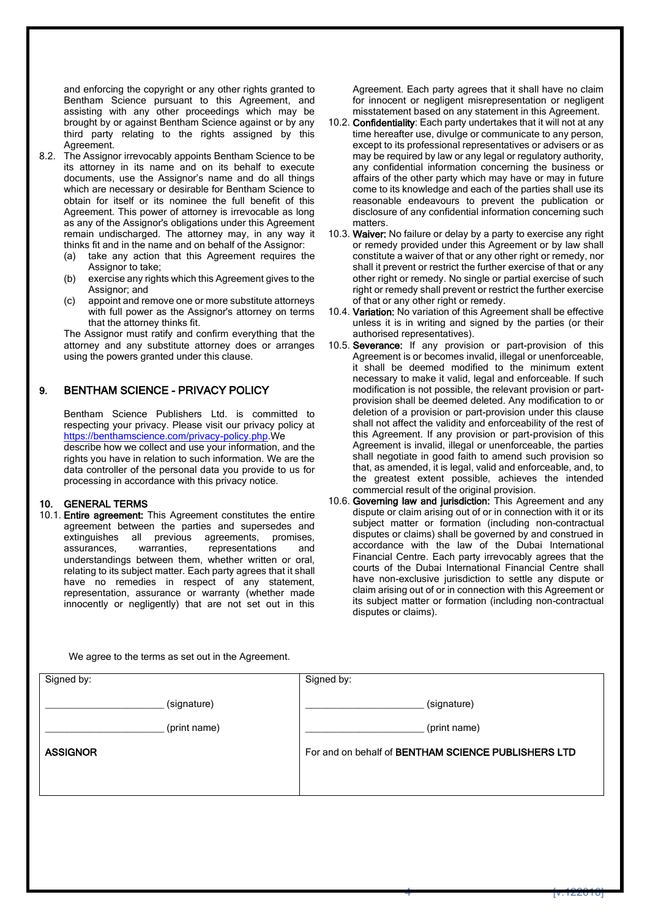and enforcing the copyright or any other rights granted to Bentham Science pursuant to this Agreement, and assisting with any other proceedings which may be brought by or against Bentham Science against or by any third party relating to the rights assigned by this Agreement.

8.2. The Assignor irrevocably appoints Bentham Science to be its attorney in its name and on its behalf to execute documents, use the Assignor's name and do all things which are necessary or desirable for Bentham Science to obtain for itself or its nominee the full benefit of this Agreement. This power of attorney is irrevocable as long as any of the Assignor's obligations under this Agreement remain undischarged. The attorney may, in any way it thinks fit and in the name and on behalf of the Assignor:

(a) take any action that this Agreement requires the Assignor to take;

(b) exercise any rights which this Agreement gives to the Assignor; and

(c) appoint and remove one or more substitute attorneys with full power as the Assignor's attorney on terms that the attorney thinks fit.

The Assignor must ratify and confirm everything that the attorney and any substitute attorney does or arranges using the powers granted under this clause.

## 9. BENTHAM SCIENCE - PRIVACY POLICY

Bentham Science Publishers Ltd. is committed to respecting your privacy. Please visit our privacy policy at https://benthamscience.com/privacy-policy.php. We describe how we collect and use your information, and the rights you have in relation to such information. We are the data controller of the personal data you provide to us for processing in accordance with this privacy notice.

## 10. GENERAL TERMS

10.1. **Entire agreement:** This Agreement constitutes the entire agreement between the parties and supersedes and extinguishes all previous agreements, promises, assurances, warranties, representations and understandings between them, whether written or oral, relating to its subject matter. Each party agrees that it shall have no remedies in respect of any statement, representation, assurance or warranty (whether made innocently or negligently) that are not set out in this Agreement. Each party agrees that it shall have no claim for innocent or negligent misrepresentation or negligent misstatement based on any statement in this Agreement.

10.2. **Confidentiality**: Each party undertakes that it will not at any time hereafter use, divulge or communicate to any person, except to its professional representatives or advisers or as may be required by law or any legal or regulatory authority, any confidential information concerning the business or affairs of the other party which may have or may in future come to its knowledge and each of the parties shall use its reasonable endeavours to prevent the publication or disclosure of any confidential information concerning such matters.

10.3. **Waiver:** No failure or delay by a party to exercise any right or remedy provided under this Agreement or by law shall constitute a waiver of that or any other right or remedy, nor shall it prevent or restrict the further exercise of that or any other right or remedy. No single or partial exercise of such right or remedy shall prevent or restrict the further exercise of that or any other right or remedy.

10.4. **Variation:** No variation of this Agreement shall be effective unless it is in writing and signed by the parties (or their authorised representatives).

10.5. **Severance:** If any provision or part-provision of this Agreement is or becomes invalid, illegal or unenforceable, it shall be deemed modified to the minimum extent necessary to make it valid, legal and enforceable. If such modification is not possible, the relevant provision or part-provision shall be deemed deleted. Any modification to or deletion of a provision or part-provision under this clause shall not affect the validity and enforceability of the rest of this Agreement. If any provision or part-provision of this Agreement is invalid, illegal or unenforceable, the parties shall negotiate in good faith to amend such provision so that, as amended, it is legal, valid and enforceable, and, to the greatest extent possible, achieves the intended commercial result of the original provision.

10.6. **Governing law and jurisdiction:** This Agreement and any dispute or claim arising out of or in connection with it or its subject matter or formation (including non-contractual disputes or claims) shall be governed by and construed in accordance with the law of the Dubai International Financial Centre. Each party irrevocably agrees that the courts of the Dubai International Financial Centre shall have non-exclusive jurisdiction to settle any dispute or claim arising out of or in connection with this Agreement or its subject matter or formation (including non-contractual disputes or claims).

We agree to the terms as set out in the Agreement.

| Signed by: | Signed by: |
| --- | --- |
| ______________________ (signature) | ______________________ (signature) |
| ______________________ (print name) | ______________________ (print name) |
| **ASSIGNOR** | For and on behalf of **BENTHAM SCIENCE PUBLISHERS LTD** |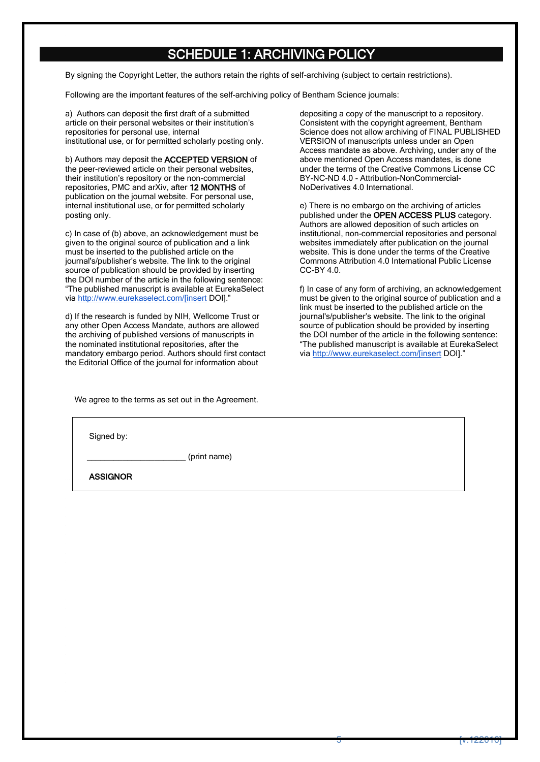## SCHEDULE 1: ARCHIVING POLICY

By signing the Copyright Letter, the authors retain the rights of self-archiving (subject to certain restrictions).

Following are the important features of the self-archiving policy of Bentham Science journals:

a) Authors can deposit the first draft of a submitted article on their personal websites or their institution's repositories for personal use, internal institutional use, or for permitted scholarly posting only.

b) Authors may deposit the **ACCEPTED VERSION** of the peer-reviewed article on their personal websites, their institution's repository or the non-commercial repositories, PMC and arXiv, after **12 MONTHS** of publication on the journal website. For personal use, internal institutional use, or for permitted scholarly posting only.

c) In case of (b) above, an acknowledgement must be given to the original source of publication and a link must be inserted to the published article on the journal's/publisher's website. The link to the original source of publication should be provided by inserting the DOI number of the article in the following sentence: "The published manuscript is available at EurekaSelect via http://www.eurekaselect.com/[insert DOI]."

d) If the research is funded by NIH, Wellcome Trust or any other Open Access Mandate, authors are allowed the archiving of published versions of manuscripts in the nominated institutional repositories, after the mandatory embargo period. Authors should first contact the Editorial Office of the journal for information about depositing a copy of the manuscript to a repository. Consistent with the copyright agreement, Bentham Science does not allow archiving of FINAL PUBLISHED VERSION of manuscripts unless under an Open Access mandate as above. Archiving, under any of the above mentioned Open Access mandates, is done under the terms of the Creative Commons License CC BY-NC-ND 4.0 - Attribution-NonCommercial-NoDerivatives 4.0 International.

e) There is no embargo on the archiving of articles published under the **OPEN ACCESS PLUS** category. Authors are allowed deposition of such articles on institutional, non-commercial repositories and personal websites immediately after publication on the journal website. This is done under the terms of the Creative Commons Attribution 4.0 International Public License CC-BY 4.0.

f) In case of any form of archiving, an acknowledgement must be given to the original source of publication and a link must be inserted to the published article on the journal's/publisher's website. The link to the original source of publication should be provided by inserting the DOI number of the article in the following sentence: "The published manuscript is available at EurekaSelect via http://www.eurekaselect.com/[insert DOI]."

We agree to the terms as set out in the Agreement.

Signed by:

______________________ (print name)

**ASSIGNOR**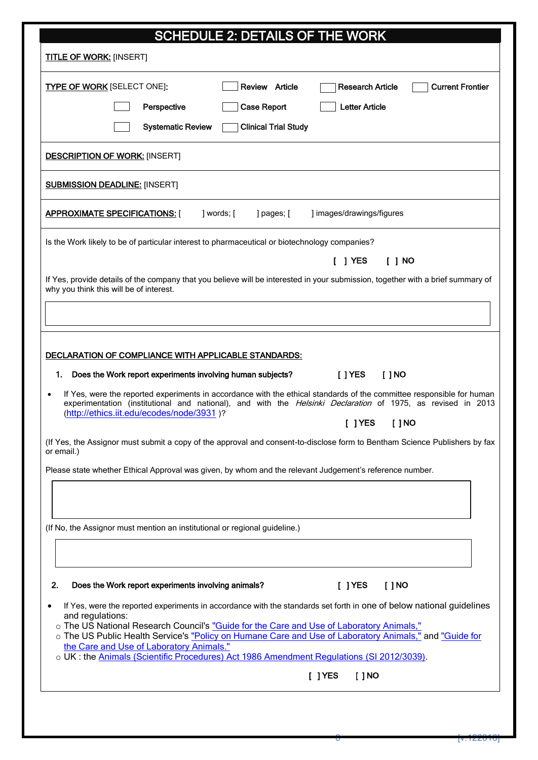# SCHEDULE 2: DETAILS OF THE WORK

**TITLE OF WORK:** [INSERT]

**TYPE OF WORK** [SELECT ONE]:

☐ Review Article ☐ Research Article ☐ Current Frontier

☐ Perspective ☐ Case Report ☐ Letter Article

☐ Systematic Review ☐ Clinical Trial Study

**DESCRIPTION OF WORK:** [INSERT]

**SUBMISSION DEADLINE:** [INSERT]

**APPROXIMATE SPECIFICATIONS:** [ ] words; [ ] pages; [ ] images/drawings/figures

Is the Work likely to be of particular interest to pharmaceutical or biotechnology companies?

[ ] YES [ ] NO

If Yes, provide details of the company that you believe will be interested in your submission, together with a brief summary of why you think this will be of interest.

**DECLARATION OF COMPLIANCE WITH APPLICABLE STANDARDS:**

1. **Does the Work report experiments involving human subjects?** [ ] YES [ ] NO

- If Yes, were the reported experiments in accordance with the ethical standards of the committee responsible for human experimentation (institutional and national), and with the *Helsinki Declaration* of 1975, as revised in 2013 (http://ethics.iit.edu/ecodes/node/3931 )?

  [ ] YES [ ] NO

(If Yes, the Assignor must submit a copy of the approval and consent-to-disclose form to Bentham Science Publishers by fax or email.)

Please state whether Ethical Approval was given, by whom and the relevant Judgement's reference number.

(If No, the Assignor must mention an institutional or regional guideline.)

2. **Does the Work report experiments involving animals?** [ ] YES [ ] NO

- If Yes, were the reported experiments in accordance with the standards set forth in one of below national guidelines and regulations:
  - The US National Research Council's "Guide for the Care and Use of Laboratory Animals,"
  - The US Public Health Service's "Policy on Humane Care and Use of Laboratory Animals," and "Guide for the Care and Use of Laboratory Animals."
  - UK : the Animals (Scientific Procedures) Act 1986 Amendment Regulations (SI 2012/3039).

  [ ] YES [ ] NO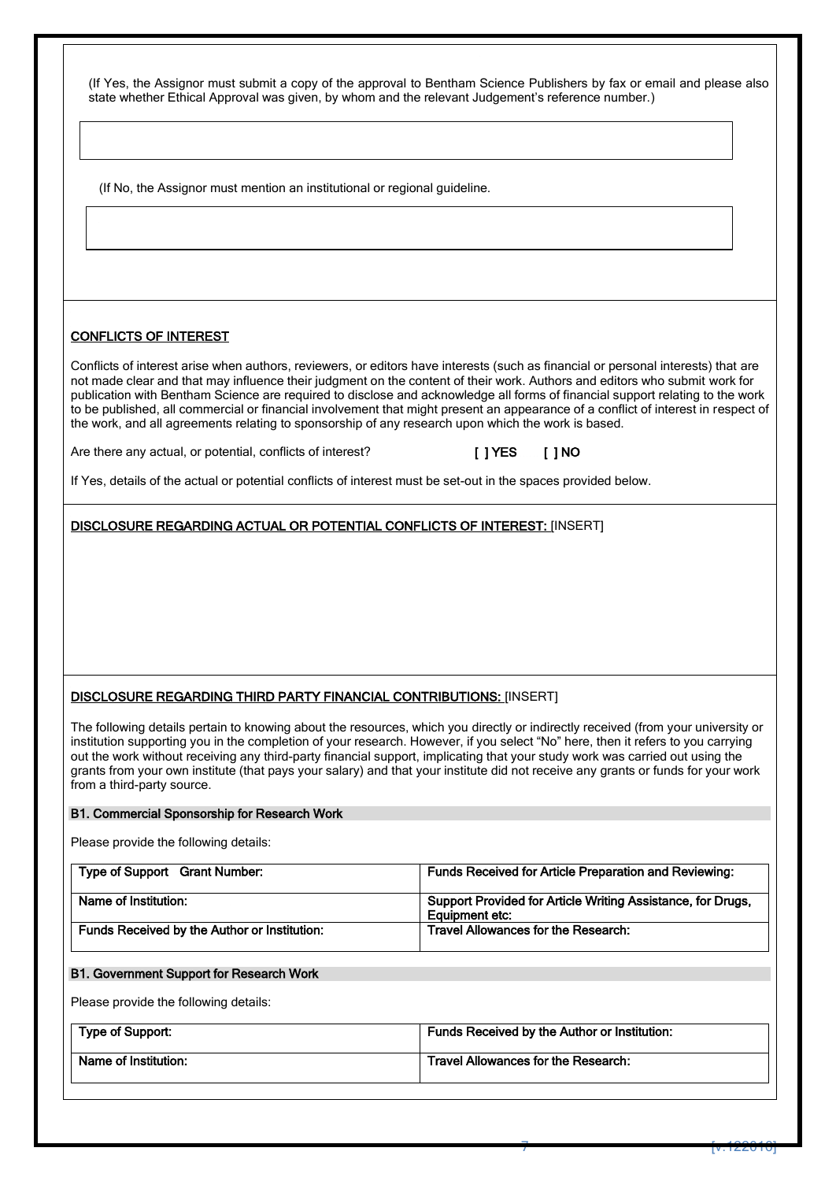(If Yes, the Assignor must submit a copy of the approval to Bentham Science Publishers by fax or email and please also state whether Ethical Approval was given, by whom and the relevant Judgement's reference number.)

(If No, the Assignor must mention an institutional or regional guideline.

## CONFLICTS OF INTEREST

Conflicts of interest arise when authors, reviewers, or editors have interests (such as financial or personal interests) that are not made clear and that may influence their judgment on the content of their work. Authors and editors who submit work for publication with Bentham Science are required to disclose and acknowledge all forms of financial support relating to the work to be published, all commercial or financial involvement that might present an appearance of a conflict of interest in respect of the work, and all agreements relating to sponsorship of any research upon which the work is based.

Are there any actual, or potential, conflicts of interest? **[ ] YES [ ] NO**

If Yes, details of the actual or potential conflicts of interest must be set-out in the spaces provided below.

**DISCLOSURE REGARDING ACTUAL OR POTENTIAL CONFLICTS OF INTEREST:** [INSERT]

**DISCLOSURE REGARDING THIRD PARTY FINANCIAL CONTRIBUTIONS:** [INSERT]

The following details pertain to knowing about the resources, which you directly or indirectly received (from your university or institution supporting you in the completion of your research. However, if you select "No" here, then it refers to you carrying out the work without receiving any third-party financial support, implicating that your study work was carried out using the grants from your own institute (that pays your salary) and that your institute did not receive any grants or funds for your work from a third-party source.

### B1. Commercial Sponsorship for Research Work

Please provide the following details:

| Type of Support Grant Number: | Funds Received for Article Preparation and Reviewing: |
|---|---|
| Name of Institution: | Support Provided for Article Writing Assistance, for Drugs, Equipment etc: |
| Funds Received by the Author or Institution: | Travel Allowances for the Research: |

### B1. Government Support for Research Work

Please provide the following details:

| Type of Support: | Funds Received by the Author or Institution: |
|---|---|
| Name of Institution: | Travel Allowances for the Research: |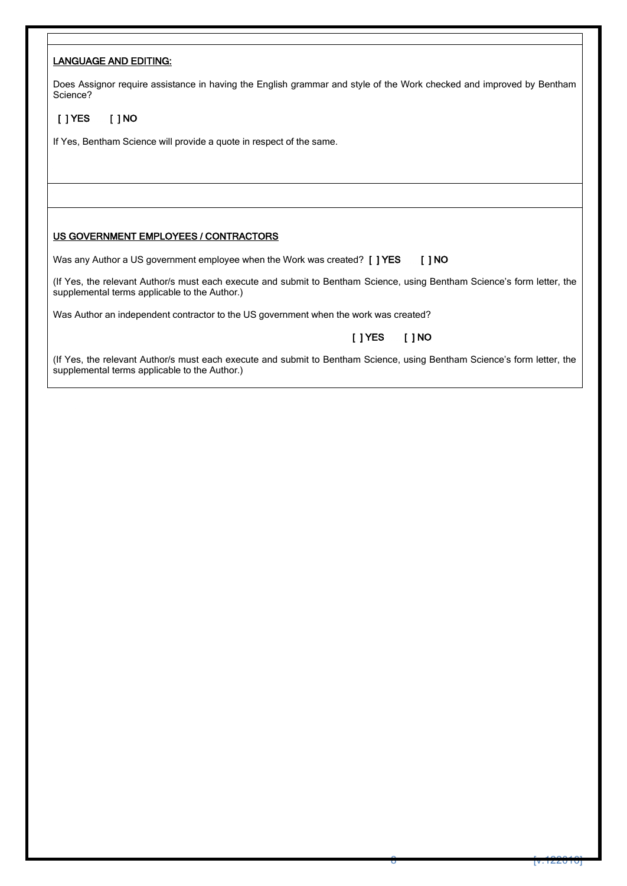## LANGUAGE AND EDITING:

Does Assignor require assistance in having the English grammar and style of the Work checked and improved by Bentham Science?

**[ ] YES  [ ] NO**

If Yes, Bentham Science will provide a quote in respect of the same.

## US GOVERNMENT EMPLOYEES / CONTRACTORS

Was any Author a US government employee when the Work was created? **[ ] YES  [ ] NO**

(If Yes, the relevant Author/s must each execute and submit to Bentham Science, using Bentham Science's form letter, the supplemental terms applicable to the Author.)

Was Author an independent contractor to the US government when the work was created?

**[ ] YES  [ ] NO**

(If Yes, the relevant Author/s must each execute and submit to Bentham Science, using Bentham Science's form letter, the supplemental terms applicable to the Author.)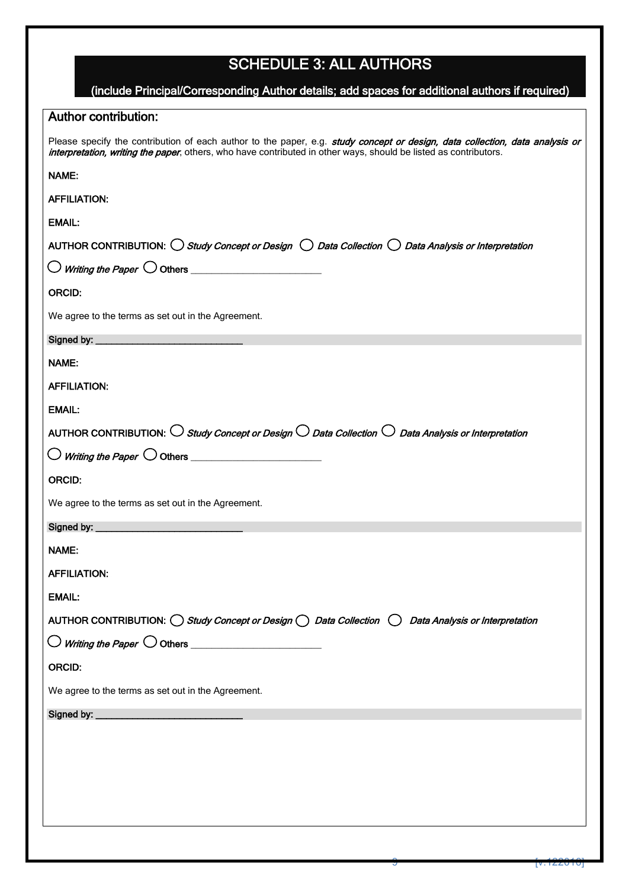# SCHEDULE 3: ALL AUTHORS

**(include Principal/Corresponding Author details; add spaces for additional authors if required)**

## Author contribution:

Please specify the contribution of each author to the paper, e.g. ***study concept or design, data collection, data analysis or interpretation, writing the paper***, others, who have contributed in other ways, should be listed as contributors.

**NAME:**

**AFFILIATION:**

**EMAIL:**

**AUTHOR CONTRIBUTION:** ◯ *Study Concept or Design* ◯ *Data Collection* ◯ *Data Analysis or Interpretation*

◯ *Writing the Paper* ◯ **Others** ________________________

**ORCID:**

We agree to the terms as set out in the Agreement.

**Signed by:** ____________________________

**NAME:**

**AFFILIATION:**

**EMAIL:**

**AUTHOR CONTRIBUTION:** ◯ *Study Concept or Design* ◯ *Data Collection* ◯ *Data Analysis or Interpretation*

◯ *Writing the Paper* ◯ **Others** ________________________

**ORCID:**

We agree to the terms as set out in the Agreement.

**Signed by:** ____________________________

**NAME:**

**AFFILIATION:**

**EMAIL:**

**AUTHOR CONTRIBUTION:** ◯ *Study Concept or Design* ◯ *Data Collection* ◯ *Data Analysis or Interpretation*

◯ *Writing the Paper* ◯ **Others** ________________________

**ORCID:**

We agree to the terms as set out in the Agreement.

**Signed by:** ____________________________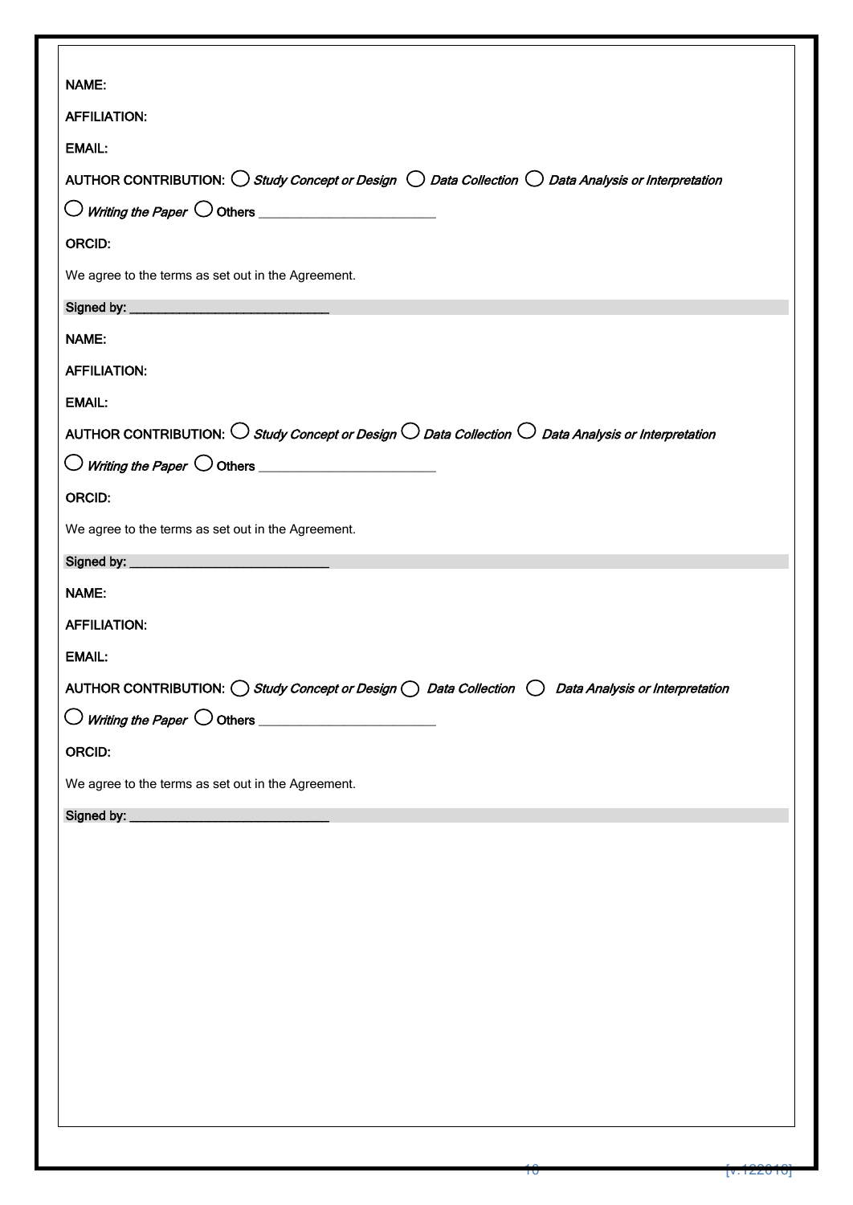**NAME:**

**AFFILIATION:**

**EMAIL:**

**AUTHOR CONTRIBUTION:** ◯ ***Study Concept or Design*** ◯ ***Data Collection*** ◯ ***Data Analysis or Interpretation***

◯ ***Writing the Paper*** ◯ **Others** ________________________

**ORCID:**

We agree to the terms as set out in the Agreement.

**Signed by:** ______________________________

**NAME:**

**AFFILIATION:**

**EMAIL:**

**AUTHOR CONTRIBUTION:** ◯ ***Study Concept or Design*** ◯ ***Data Collection*** ◯ ***Data Analysis or Interpretation***

◯ ***Writing the Paper*** ◯ **Others** ________________________

**ORCID:**

We agree to the terms as set out in the Agreement.

**Signed by:** ______________________________

**NAME:**

**AFFILIATION:**

**EMAIL:**

**AUTHOR CONTRIBUTION:** ◯ ***Study Concept or Design*** ◯ ***Data Collection*** ◯ ***Data Analysis or Interpretation***

◯ ***Writing the Paper*** ◯ **Others** ________________________

**ORCID:**

We agree to the terms as set out in the Agreement.

**Signed by:** ______________________________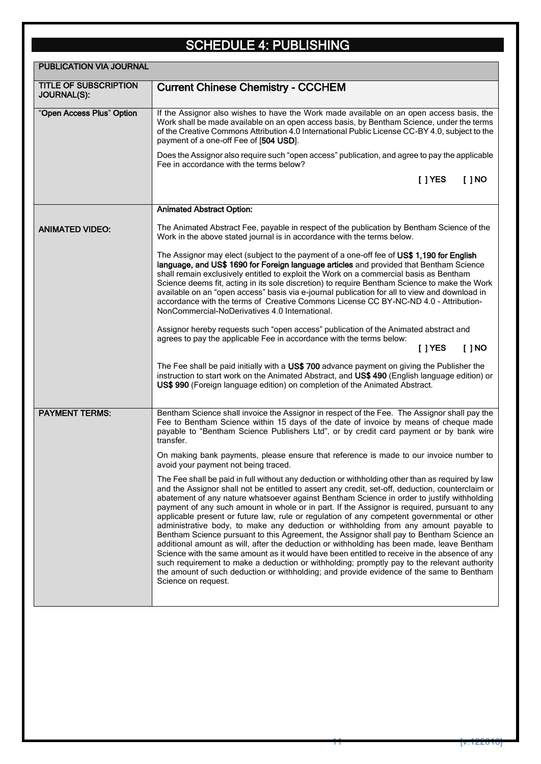# SCHEDULE 4: PUBLISHING

| PUBLICATION VIA JOURNAL | |
|---|---|
| TITLE OF SUBSCRIPTION JOURNAL(S): | **Current Chinese Chemistry - CCCHEM** |
| "**Open Access Plus**" **Option** | If the Assignor also wishes to have the Work made available on an open access basis, the Work shall be made available on an open access basis, by Bentham Science, under the terms of the Creative Commons Attribution 4.0 International Public License CC-BY 4.0, subject to the payment of a one-off Fee of [**504 USD**].<br><br>Does the Assignor also require such "open access" publication, and agree to pay the applicable Fee in accordance with the terms below?<br><br>**[ ] YES [ ] NO** |
| **ANIMATED VIDEO:** | **Animated Abstract Option:**<br><br>The Animated Abstract Fee, payable in respect of the publication by Bentham Science of the Work in the above stated journal is in accordance with the terms below.<br><br>The Assignor may elect (subject to the payment of a one-off fee of **US$ 1,190 for English language, and US$ 1690 for Foreign language articles** and provided that Bentham Science shall remain exclusively entitled to exploit the Work on a commercial basis as Bentham Science deems fit, acting in its sole discretion) to require Bentham Science to make the Work available on an "open access" basis via e-journal publication for all to view and download in accordance with the terms of Creative Commons License CC BY-NC-ND 4.0 - Attribution-NonCommercial-NoDerivatives 4.0 International.<br><br>Assignor hereby requests such "open access" publication of the Animated abstract and agrees to pay the applicable Fee in accordance with the terms below:<br><br>**[ ] YES [ ] NO**<br><br>The Fee shall be paid initially with a **US$ 700** advance payment on giving the Publisher the instruction to start work on the Animated Abstract, and **US$ 490** (English language edition) or **US$ 990** (Foreign language edition) on completion of the Animated Abstract. |
| **PAYMENT TERMS:** | Bentham Science shall invoice the Assignor in respect of the Fee. The Assignor shall pay the Fee to Bentham Science within 15 days of the date of invoice by means of cheque made payable to "Bentham Science Publishers Ltd", or by credit card payment or by bank wire transfer.<br><br>On making bank payments, please ensure that reference is made to our invoice number to avoid your payment not being traced.<br><br>The Fee shall be paid in full without any deduction or withholding other than as required by law and the Assignor shall not be entitled to assert any credit, set-off, deduction, counterclaim or abatement of any nature whatsoever against Bentham Science in order to justify withholding payment of any such amount in whole or in part. If the Assignor is required, pursuant to any applicable present or future law, rule or regulation of any competent governmental or other administrative body, to make any deduction or withholding from any amount payable to Bentham Science pursuant to this Agreement, the Assignor shall pay to Bentham Science an additional amount as will, after the deduction or withholding has been made, leave Bentham Science with the same amount as it would have been entitled to receive in the absence of any such requirement to make a deduction or withholding; promptly pay to the relevant authority the amount of such deduction or withholding; and provide evidence of the same to Bentham Science on request. |